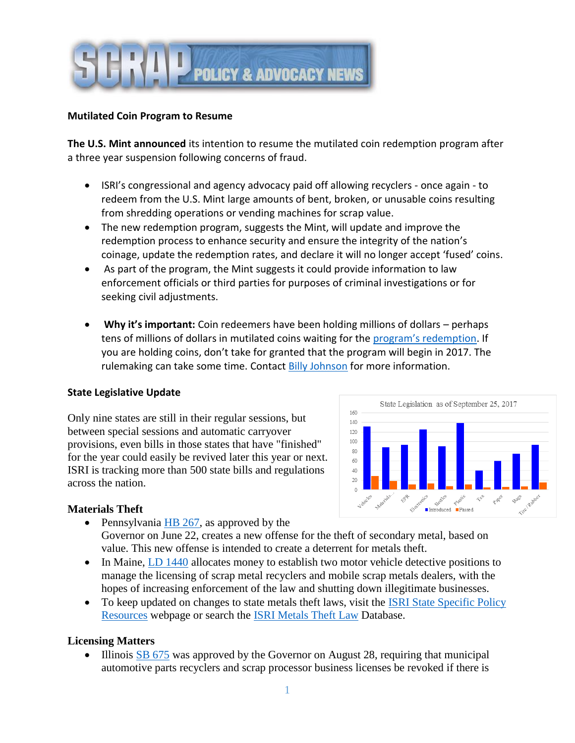# SCRAP POLICY & ADVOCACY NEWS

**Mutilated Coin Program to Resume**

**The U.S. Mint announced** its intention to resume the mutilated coin redemption program after a three year suspension following concerns of fraud.

- ISRI's congressional and agency advocacy paid off allowing recyclers - once again - to redeem from the U.S. Mint large amounts of bent, broken, or unusable coins resulting from shredding operations or vending machines for scrap value.
- The new redemption program, suggests the Mint, will update and improve the redemption process to enhance security and ensure the integrity of the nation's coinage, update the redemption rates, and declare it will no longer accept 'fused' coins.
- As part of the program, the Mint suggests it could provide information to law enforcement officials or third parties for purposes of criminal investigations or for seeking civil adjustments.
- **Why it's important:** Coin redeemers have been holding millions of dollars – perhaps tens of millions of dollars in mutilated coins waiting for the program's redemption. If you are holding coins, don't take for granted that the program will begin in 2017. The rulemaking can take some time. Contact Billy Johnson for more information.

**State Legislative Update**

Only nine states are still in their regular sessions, but between special sessions and automatic carryover provisions, even bills in those states that have "finished" for the year could easily be revived later this year or next. ISRI is tracking more than 500 state bills and regulations across the nation.

State Legislation as of September 25, 2017

**Materials Theft**

- Pennsylvania HB 267, as approved by the Governor on June 22, creates a new offense for the theft of secondary metal, based on value. This new offense is intended to create a deterrent for metals theft.
- In Maine, LD 1440 allocates money to establish two motor vehicle detective positions to manage the licensing of scrap metal recyclers and mobile scrap metals dealers, with the hopes of increasing enforcement of the law and shutting down illegitimate businesses.
- To keep updated on changes to state metals theft laws, visit the ISRI State Specific Policy Resources webpage or search the ISRI Metals Theft Law Database.

**Licensing Matters**

- Illinois SB 675 was approved by the Governor on August 28, requiring that municipal automotive parts recyclers and scrap processor business licenses be revoked if there is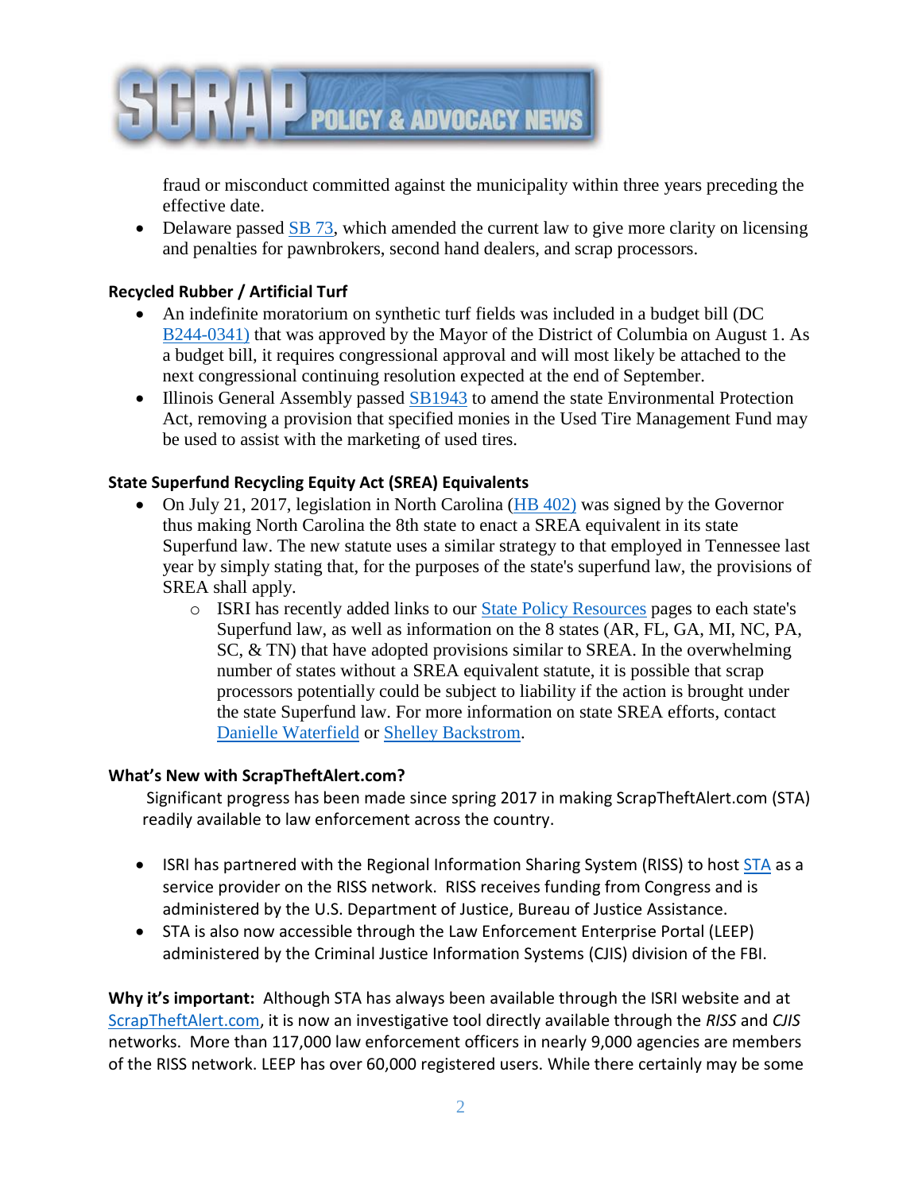fraud or misconduct committed against the municipality within three years preceding the effective date.

- Delaware passed SB 73, which amended the current law to give more clarity on licensing and penalties for pawnbrokers, second hand dealers, and scrap processors.

**Recycled Rubber / Artificial Turf**

- An indefinite moratorium on synthetic turf fields was included in a budget bill (DC B244-0341) that was approved by the Mayor of the District of Columbia on August 1. As a budget bill, it requires congressional approval and will most likely be attached to the next congressional continuing resolution expected at the end of September.
- Illinois General Assembly passed SB1943 to amend the state Environmental Protection Act, removing a provision that specified monies in the Used Tire Management Fund may be used to assist with the marketing of used tires.

**State Superfund Recycling Equity Act (SREA) Equivalents**

- On July 21, 2017, legislation in North Carolina (HB 402) was signed by the Governor thus making North Carolina the 8th state to enact a SREA equivalent in its state Superfund law. The new statute uses a similar strategy to that employed in Tennessee last year by simply stating that, for the purposes of the state's superfund law, the provisions of SREA shall apply.
  - ISRI has recently added links to our State Policy Resources pages to each state's Superfund law, as well as information on the 8 states (AR, FL, GA, MI, NC, PA, SC, & TN) that have adopted provisions similar to SREA. In the overwhelming number of states without a SREA equivalent statute, it is possible that scrap processors potentially could be subject to liability if the action is brought under the state Superfund law. For more information on state SREA efforts, contact Danielle Waterfield or Shelley Backstrom.

**What's New with ScrapTheftAlert.com?**

Significant progress has been made since spring 2017 in making ScrapTheftAlert.com (STA) readily available to law enforcement across the country.

- ISRI has partnered with the Regional Information Sharing System (RISS) to host STA as a service provider on the RISS network. RISS receives funding from Congress and is administered by the U.S. Department of Justice, Bureau of Justice Assistance.
- STA is also now accessible through the Law Enforcement Enterprise Portal (LEEP) administered by the Criminal Justice Information Systems (CJIS) division of the FBI.

**Why it's important:** Although STA has always been available through the ISRI website and at ScrapTheftAlert.com, it is now an investigative tool directly available through the *RISS* and *CJIS* networks. More than 117,000 law enforcement officers in nearly 9,000 agencies are members of the RISS network. LEEP has over 60,000 registered users. While there certainly may be some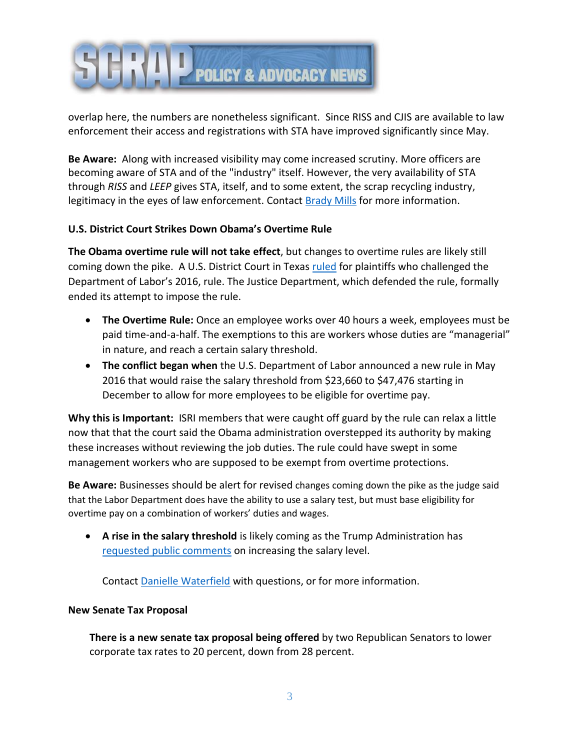overlap here, the numbers are nonetheless significant. Since RISS and CJIS are available to law enforcement their access and registrations with STA have improved significantly since May.

**Be Aware:** Along with increased visibility may come increased scrutiny. More officers are becoming aware of STA and of the "industry" itself. However, the very availability of STA through *RISS* and *LEEP* gives STA, itself, and to some extent, the scrap recycling industry, legitimacy in the eyes of law enforcement. Contact Brady Mills for more information.

**U.S. District Court Strikes Down Obama's Overtime Rule**

**The Obama overtime rule will not take effect**, but changes to overtime rules are likely still coming down the pike. A U.S. District Court in Texas ruled for plaintiffs who challenged the Department of Labor's 2016, rule. The Justice Department, which defended the rule, formally ended its attempt to impose the rule.

- **The Overtime Rule:** Once an employee works over 40 hours a week, employees must be paid time-and-a-half. The exemptions to this are workers whose duties are "managerial" in nature, and reach a certain salary threshold.
- **The conflict began when** the U.S. Department of Labor announced a new rule in May 2016 that would raise the salary threshold from $23,660 to $47,476 starting in December to allow for more employees to be eligible for overtime pay.

**Why this is Important:** ISRI members that were caught off guard by the rule can relax a little now that that the court said the Obama administration overstepped its authority by making these increases without reviewing the job duties. The rule could have swept in some management workers who are supposed to be exempt from overtime protections.

**Be Aware:** Businesses should be alert for revised changes coming down the pike as the judge said that the Labor Department does have the ability to use a salary test, but must base eligibility for overtime pay on a combination of workers' duties and wages.

- **A rise in the salary threshold** is likely coming as the Trump Administration has requested public comments on increasing the salary level.

  Contact Danielle Waterfield with questions, or for more information.

**New Senate Tax Proposal**

**There is a new senate tax proposal being offered** by two Republican Senators to lower corporate tax rates to 20 percent, down from 28 percent.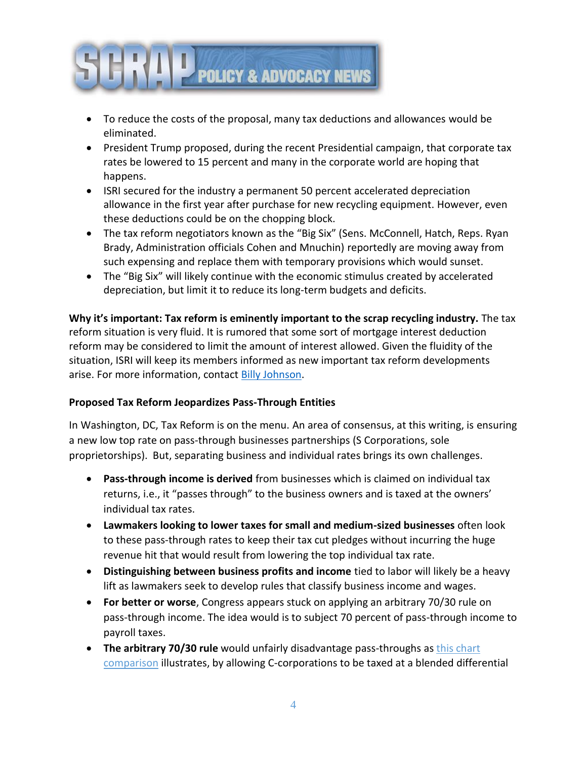- To reduce the costs of the proposal, many tax deductions and allowances would be eliminated.
- President Trump proposed, during the recent Presidential campaign, that corporate tax rates be lowered to 15 percent and many in the corporate world are hoping that happens.
- ISRI secured for the industry a permanent 50 percent accelerated depreciation allowance in the first year after purchase for new recycling equipment. However, even these deductions could be on the chopping block.
- The tax reform negotiators known as the "Big Six" (Sens. McConnell, Hatch, Reps. Ryan Brady, Administration officials Cohen and Mnuchin) reportedly are moving away from such expensing and replace them with temporary provisions which would sunset.
- The "Big Six" will likely continue with the economic stimulus created by accelerated depreciation, but limit it to reduce its long-term budgets and deficits.

**Why it's important: Tax reform is eminently important to the scrap recycling industry.** The tax reform situation is very fluid. It is rumored that some sort of mortgage interest deduction reform may be considered to limit the amount of interest allowed. Given the fluidity of the situation, ISRI will keep its members informed as new important tax reform developments arise. For more information, contact [Billy Johnson](Billy Johnson).

**Proposed Tax Reform Jeopardizes Pass-Through Entities**

In Washington, DC, Tax Reform is on the menu. An area of consensus, at this writing, is ensuring a new low top rate on pass-through businesses partnerships (S Corporations, sole proprietorships). But, separating business and individual rates brings its own challenges.

- **Pass-through income is derived** from businesses which is claimed on individual tax returns, i.e., it "passes through" to the business owners and is taxed at the owners' individual tax rates.
- **Lawmakers looking to lower taxes for small and medium-sized businesses** often look to these pass-through rates to keep their tax cut pledges without incurring the huge revenue hit that would result from lowering the top individual tax rate.
- **Distinguishing between business profits and income** tied to labor will likely be a heavy lift as lawmakers seek to develop rules that classify business income and wages.
- **For better or worse**, Congress appears stuck on applying an arbitrary 70/30 rule on pass-through income. The idea would is to subject 70 percent of pass-through income to payroll taxes.
- **The arbitrary 70/30 rule** would unfairly disadvantage pass-throughs as [this chart comparison](this chart comparison) illustrates, by allowing C-corporations to be taxed at a blended differential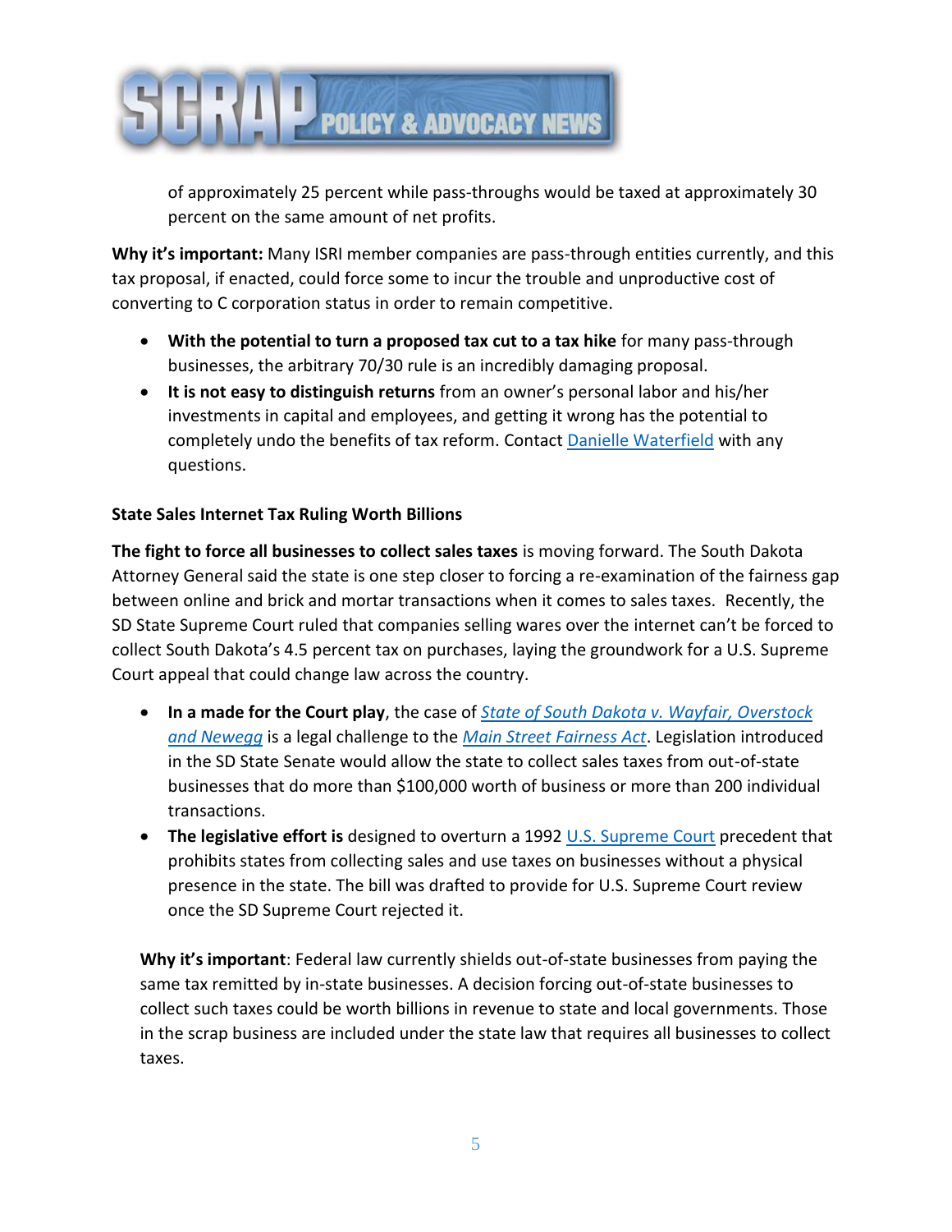of approximately 25 percent while pass-throughs would be taxed at approximately 30 percent on the same amount of net profits.

**Why it's important:** Many ISRI member companies are pass-through entities currently, and this tax proposal, if enacted, could force some to incur the trouble and unproductive cost of converting to C corporation status in order to remain competitive.

- **With the potential to turn a proposed tax cut to a tax hike** for many pass-through businesses, the arbitrary 70/30 rule is an incredibly damaging proposal.
- **It is not easy to distinguish returns** from an owner's personal labor and his/her investments in capital and employees, and getting it wrong has the potential to completely undo the benefits of tax reform. Contact Danielle Waterfield with any questions.

**State Sales Internet Tax Ruling Worth Billions**

**The fight to force all businesses to collect sales taxes** is moving forward. The South Dakota Attorney General said the state is one step closer to forcing a re-examination of the fairness gap between online and brick and mortar transactions when it comes to sales taxes. Recently, the SD State Supreme Court ruled that companies selling wares over the internet can't be forced to collect South Dakota's 4.5 percent tax on purchases, laying the groundwork for a U.S. Supreme Court appeal that could change law across the country.

- **In a made for the Court play**, the case of *State of South Dakota v. Wayfair, Overstock and Newegg* is a legal challenge to the *Main Street Fairness Act*. Legislation introduced in the SD State Senate would allow the state to collect sales taxes from out-of-state businesses that do more than $100,000 worth of business or more than 200 individual transactions.
- **The legislative effort is** designed to overturn a 1992 U.S. Supreme Court precedent that prohibits states from collecting sales and use taxes on businesses without a physical presence in the state. The bill was drafted to provide for U.S. Supreme Court review once the SD Supreme Court rejected it.

**Why it's important**: Federal law currently shields out-of-state businesses from paying the same tax remitted by in-state businesses. A decision forcing out-of-state businesses to collect such taxes could be worth billions in revenue to state and local governments. Those in the scrap business are included under the state law that requires all businesses to collect taxes.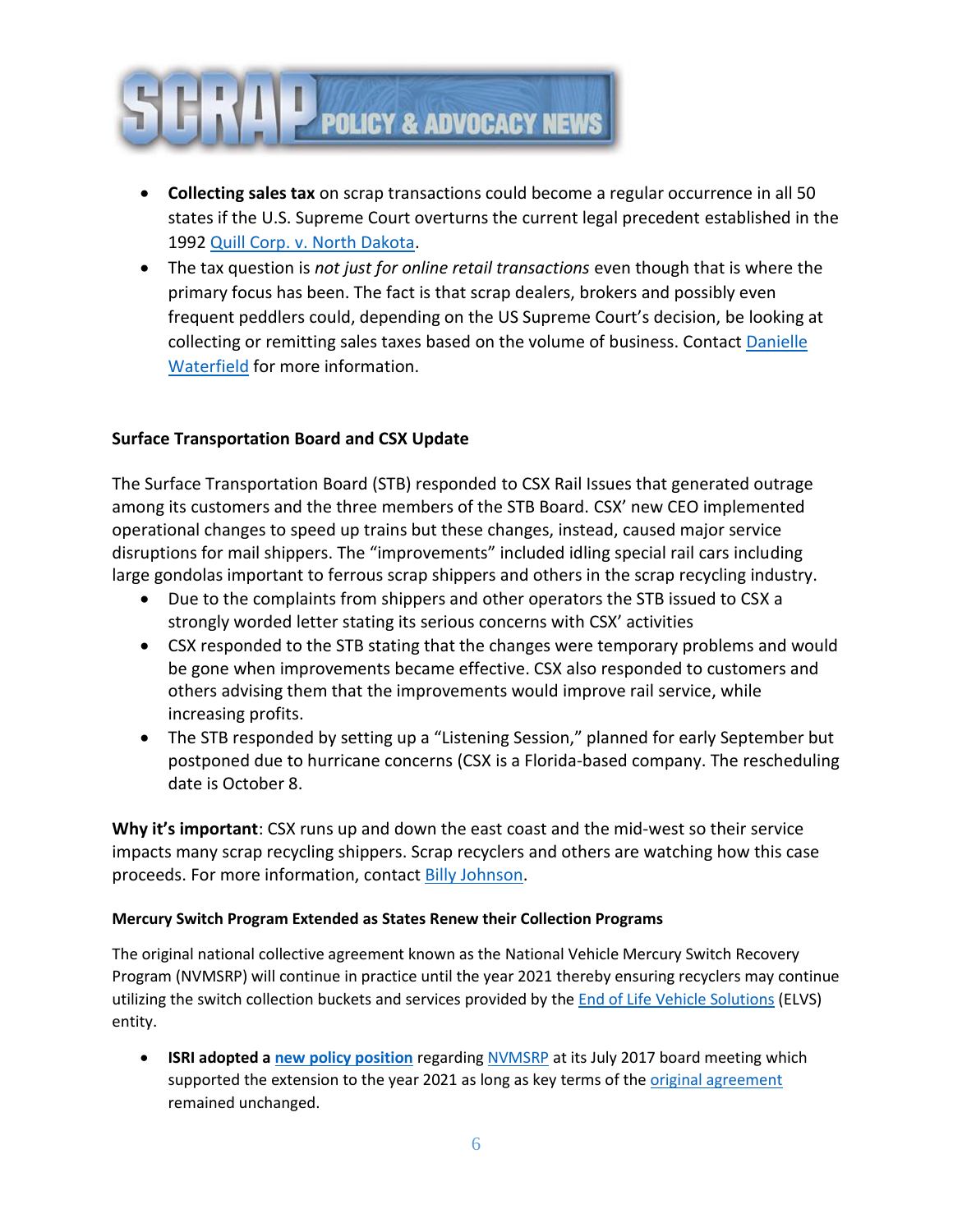- **Collecting sales tax** on scrap transactions could become a regular occurrence in all 50 states if the U.S. Supreme Court overturns the current legal precedent established in the 1992 Quill Corp. v. North Dakota.
- The tax question is *not just for online retail transactions* even though that is where the primary focus has been. The fact is that scrap dealers, brokers and possibly even frequent peddlers could, depending on the US Supreme Court's decision, be looking at collecting or remitting sales taxes based on the volume of business. Contact Danielle Waterfield for more information.

### Surface Transportation Board and CSX Update

The Surface Transportation Board (STB) responded to CSX Rail Issues that generated outrage among its customers and the three members of the STB Board. CSX' new CEO implemented operational changes to speed up trains but these changes, instead, caused major service disruptions for mail shippers. The "improvements" included idling special rail cars including large gondolas important to ferrous scrap shippers and others in the scrap recycling industry.

- Due to the complaints from shippers and other operators the STB issued to CSX a strongly worded letter stating its serious concerns with CSX' activities
- CSX responded to the STB stating that the changes were temporary problems and would be gone when improvements became effective. CSX also responded to customers and others advising them that the improvements would improve rail service, while increasing profits.
- The STB responded by setting up a "Listening Session," planned for early September but postponed due to hurricane concerns (CSX is a Florida-based company. The rescheduling date is October 8.

**Why it's important**: CSX runs up and down the east coast and the mid-west so their service impacts many scrap recycling shippers. Scrap recyclers and others are watching how this case proceeds. For more information, contact Billy Johnson.

#### Mercury Switch Program Extended as States Renew their Collection Programs

The original national collective agreement known as the National Vehicle Mercury Switch Recovery Program (NVMSRP) will continue in practice until the year 2021 thereby ensuring recyclers may continue utilizing the switch collection buckets and services provided by the End of Life Vehicle Solutions (ELVS) entity.

- **ISRI adopted a new policy position** regarding NVMSRP at its July 2017 board meeting which supported the extension to the year 2021 as long as key terms of the original agreement remained unchanged.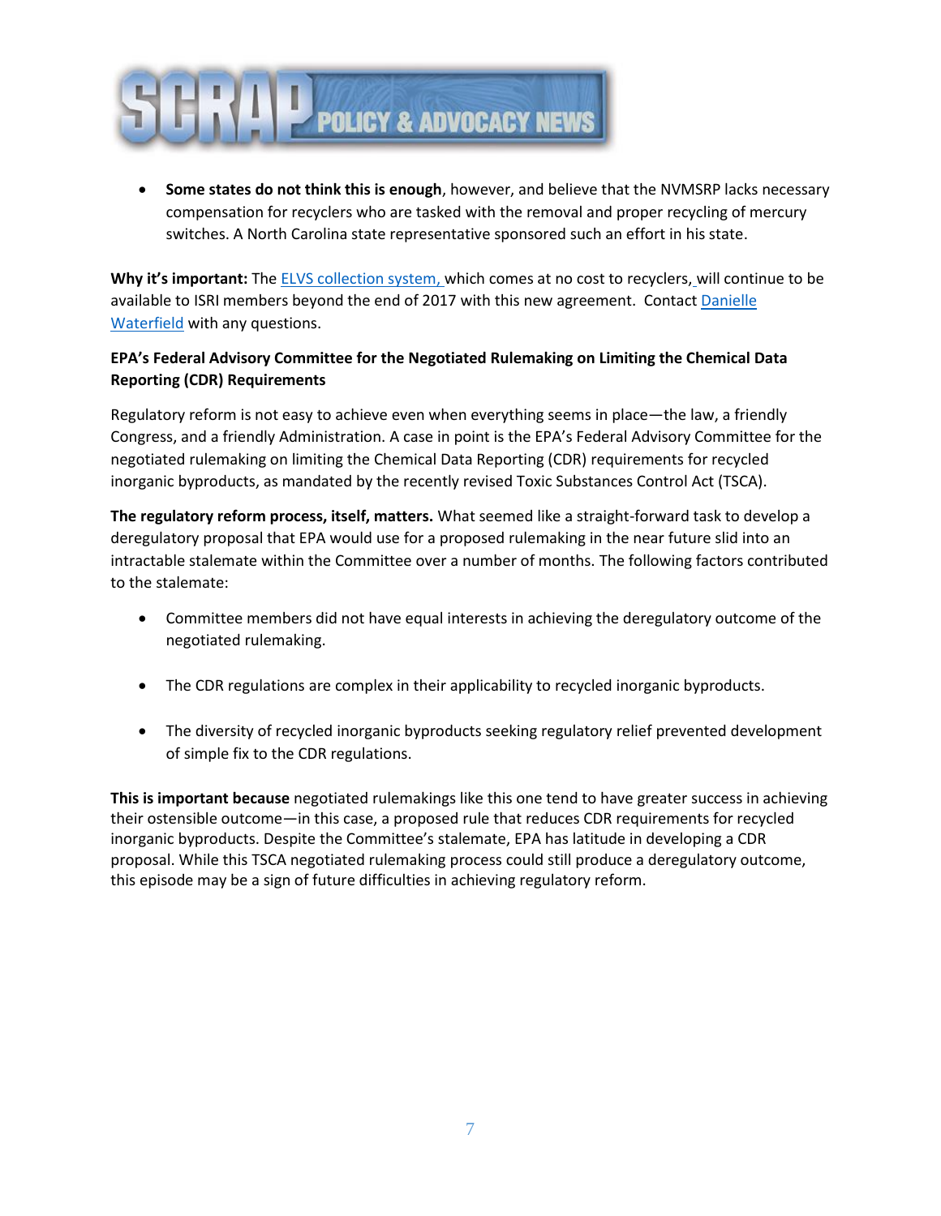- **Some states do not think this is enough**, however, and believe that the NVMSRP lacks necessary compensation for recyclers who are tasked with the removal and proper recycling of mercury switches. A North Carolina state representative sponsored such an effort in his state.

**Why it's important:** The ELVS collection system, which comes at no cost to recyclers, will continue to be available to ISRI members beyond the end of 2017 with this new agreement. Contact Danielle Waterfield with any questions.

**EPA's Federal Advisory Committee for the Negotiated Rulemaking on Limiting the Chemical Data Reporting (CDR) Requirements**

Regulatory reform is not easy to achieve even when everything seems in place—the law, a friendly Congress, and a friendly Administration. A case in point is the EPA's Federal Advisory Committee for the negotiated rulemaking on limiting the Chemical Data Reporting (CDR) requirements for recycled inorganic byproducts, as mandated by the recently revised Toxic Substances Control Act (TSCA).

**The regulatory reform process, itself, matters.** What seemed like a straight-forward task to develop a deregulatory proposal that EPA would use for a proposed rulemaking in the near future slid into an intractable stalemate within the Committee over a number of months. The following factors contributed to the stalemate:

- Committee members did not have equal interests in achieving the deregulatory outcome of the negotiated rulemaking.
- The CDR regulations are complex in their applicability to recycled inorganic byproducts.
- The diversity of recycled inorganic byproducts seeking regulatory relief prevented development of simple fix to the CDR regulations.

**This is important because** negotiated rulemakings like this one tend to have greater success in achieving their ostensible outcome—in this case, a proposed rule that reduces CDR requirements for recycled inorganic byproducts. Despite the Committee's stalemate, EPA has latitude in developing a CDR proposal. While this TSCA negotiated rulemaking process could still produce a deregulatory outcome, this episode may be a sign of future difficulties in achieving regulatory reform.